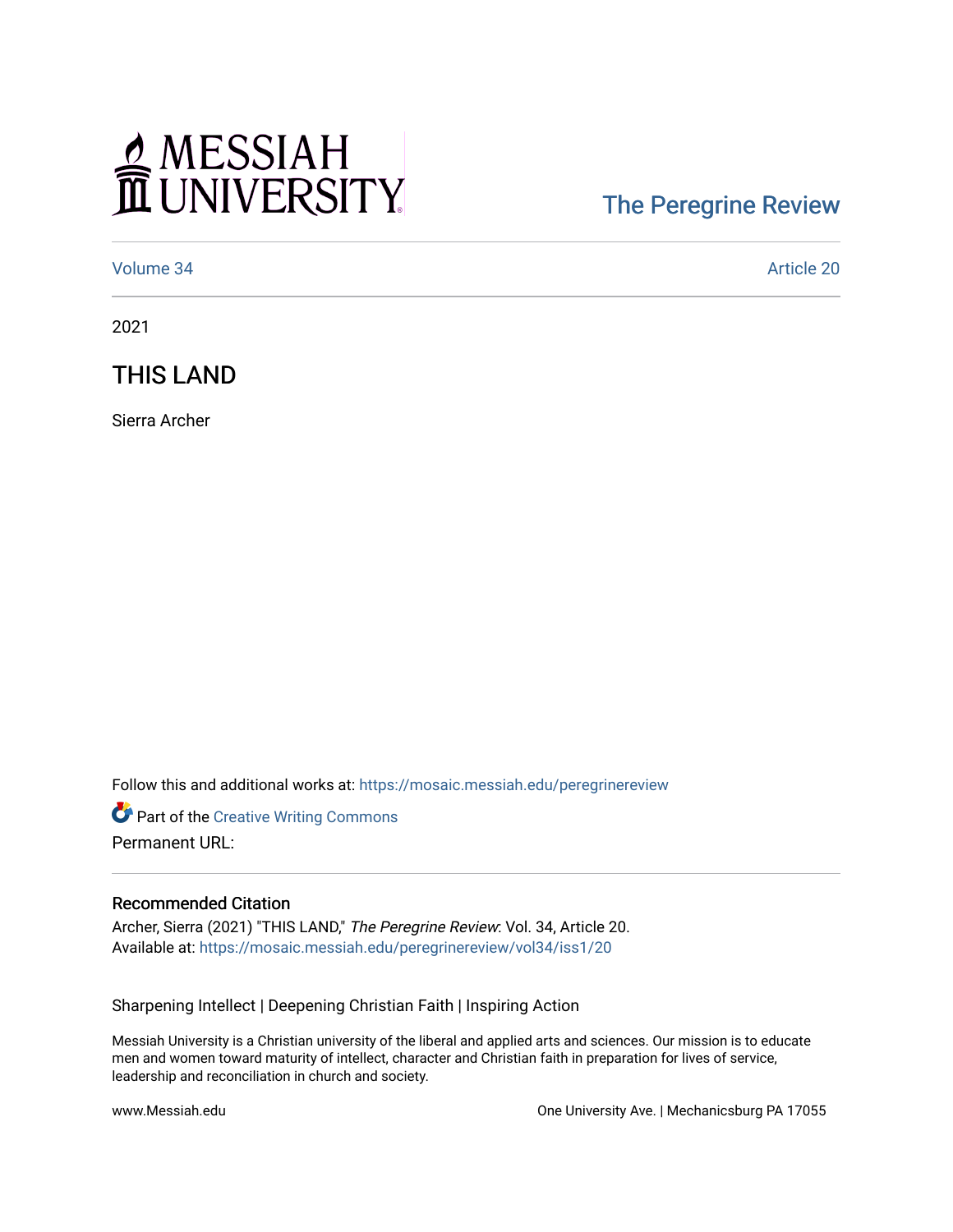MESSIAH UNIVERSITY

The Peregrine Review

Volume 34 | Article 20

2021

# THIS LAND

Sierra Archer

Follow this and additional works at: https://mosaic.messiah.edu/peregrinereview

Part of the Creative Writing Commons

Permanent URL:

## Recommended Citation

Archer, Sierra (2021) "THIS LAND," *The Peregrine Review*: Vol. 34, Article 20.
Available at: https://mosaic.messiah.edu/peregrinereview/vol34/iss1/20

Sharpening Intellect | Deepening Christian Faith | Inspiring Action

Messiah University is a Christian university of the liberal and applied arts and sciences. Our mission is to educate men and women toward maturity of intellect, character and Christian faith in preparation for lives of service, leadership and reconciliation in church and society.

www.Messiah.edu

One University Ave. | Mechanicsburg PA 17055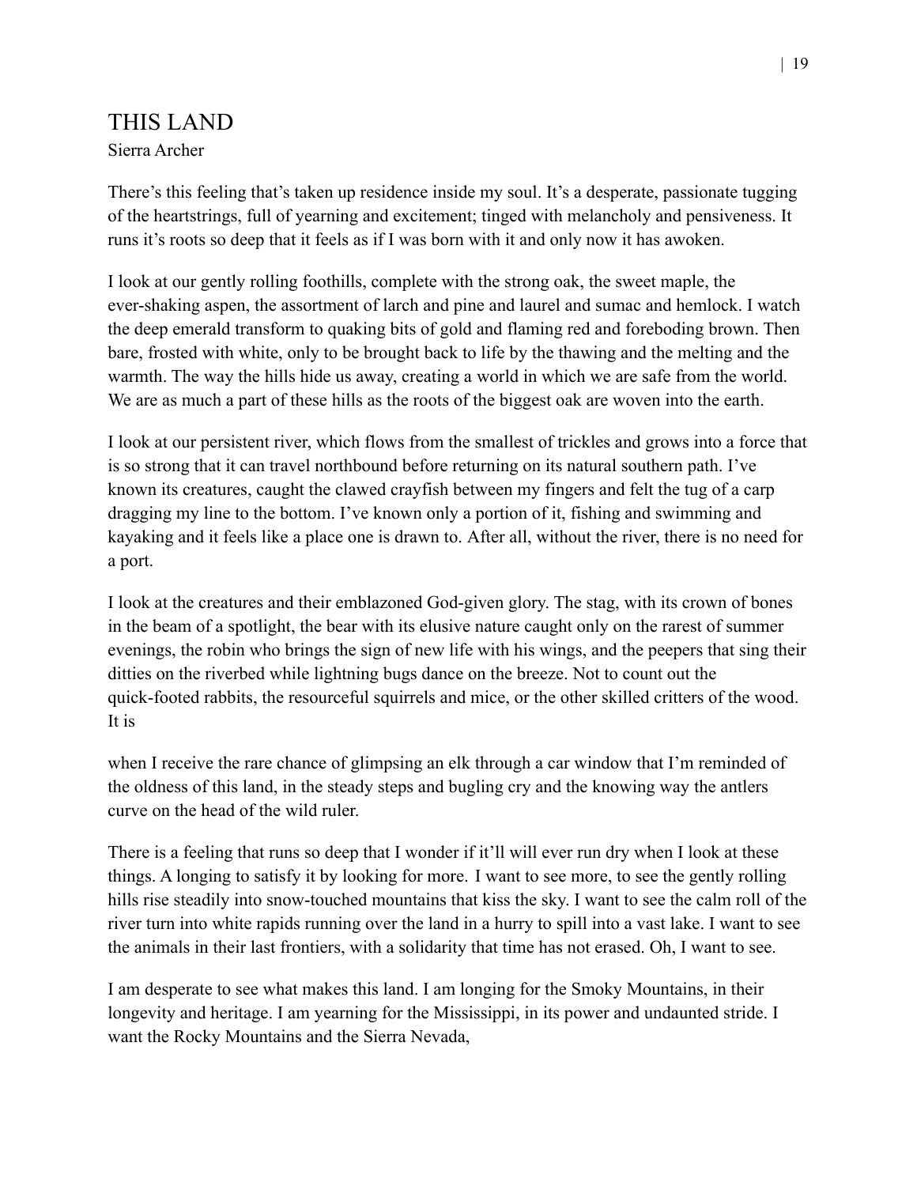# THIS LAND

Sierra Archer

There's this feeling that's taken up residence inside my soul. It's a desperate, passionate tugging of the heartstrings, full of yearning and excitement; tinged with melancholy and pensiveness. It runs it's roots so deep that it feels as if I was born with it and only now it has awoken.

I look at our gently rolling foothills, complete with the strong oak, the sweet maple, the ever-shaking aspen, the assortment of larch and pine and laurel and sumac and hemlock. I watch the deep emerald transform to quaking bits of gold and flaming red and foreboding brown. Then bare, frosted with white, only to be brought back to life by the thawing and the melting and the warmth. The way the hills hide us away, creating a world in which we are safe from the world. We are as much a part of these hills as the roots of the biggest oak are woven into the earth.

I look at our persistent river, which flows from the smallest of trickles and grows into a force that is so strong that it can travel northbound before returning on its natural southern path. I've known its creatures, caught the clawed crayfish between my fingers and felt the tug of a carp dragging my line to the bottom. I've known only a portion of it, fishing and swimming and kayaking and it feels like a place one is drawn to. After all, without the river, there is no need for a port.

I look at the creatures and their emblazoned God-given glory. The stag, with its crown of bones in the beam of a spotlight, the bear with its elusive nature caught only on the rarest of summer evenings, the robin who brings the sign of new life with his wings, and the peepers that sing their ditties on the riverbed while lightning bugs dance on the breeze. Not to count out the quick-footed rabbits, the resourceful squirrels and mice, or the other skilled critters of the wood. It is

when I receive the rare chance of glimpsing an elk through a car window that I'm reminded of the oldness of this land, in the steady steps and bugling cry and the knowing way the antlers curve on the head of the wild ruler.

There is a feeling that runs so deep that I wonder if it'll will ever run dry when I look at these things. A longing to satisfy it by looking for more. I want to see more, to see the gently rolling hills rise steadily into snow-touched mountains that kiss the sky. I want to see the calm roll of the river turn into white rapids running over the land in a hurry to spill into a vast lake. I want to see the animals in their last frontiers, with a solidarity that time has not erased. Oh, I want to see.

I am desperate to see what makes this land. I am longing for the Smoky Mountains, in their longevity and heritage. I am yearning for the Mississippi, in its power and undaunted stride. I want the Rocky Mountains and the Sierra Nevada,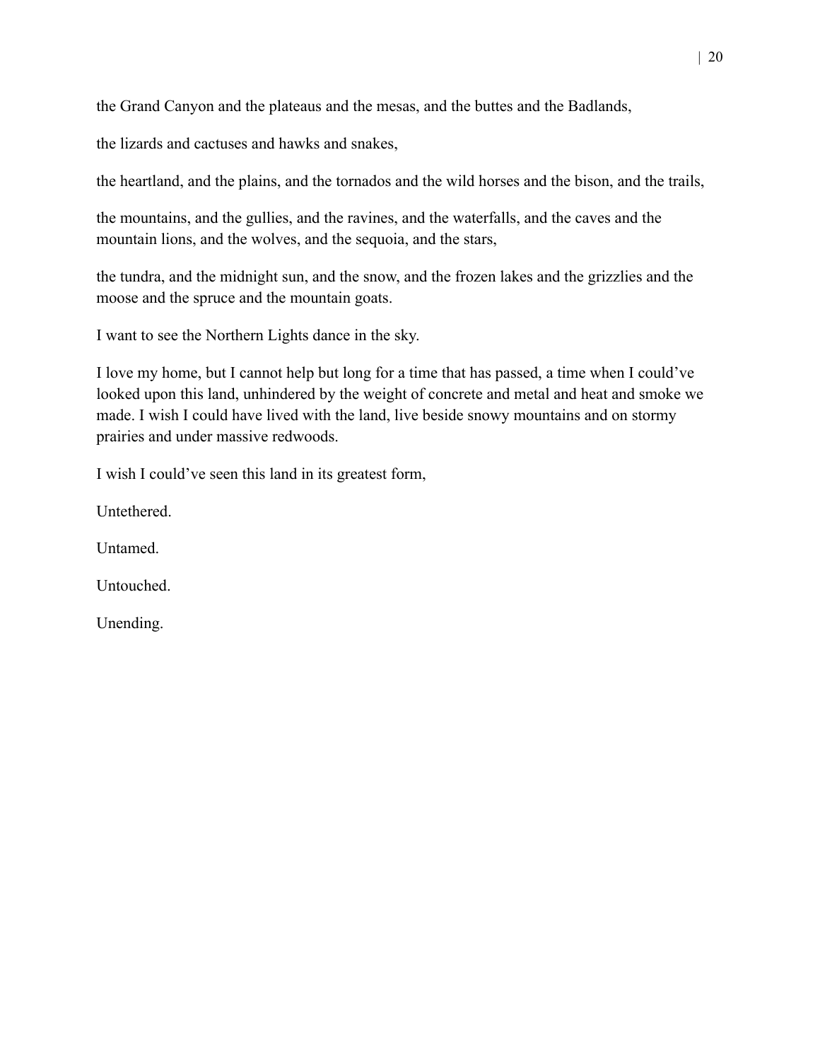the Grand Canyon and the plateaus and the mesas, and the buttes and the Badlands,

the lizards and cactuses and hawks and snakes,

the heartland, and the plains, and the tornados and the wild horses and the bison, and the trails,

the mountains, and the gullies, and the ravines, and the waterfalls, and the caves and the mountain lions, and the wolves, and the sequoia, and the stars,

the tundra, and the midnight sun, and the snow, and the frozen lakes and the grizzlies and the moose and the spruce and the mountain goats.

I want to see the Northern Lights dance in the sky.

I love my home, but I cannot help but long for a time that has passed, a time when I could've looked upon this land, unhindered by the weight of concrete and metal and heat and smoke we made. I wish I could have lived with the land, live beside snowy mountains and on stormy prairies and under massive redwoods.

I wish I could've seen this land in its greatest form,

Untethered.

Untamed.

Untouched.

Unending.